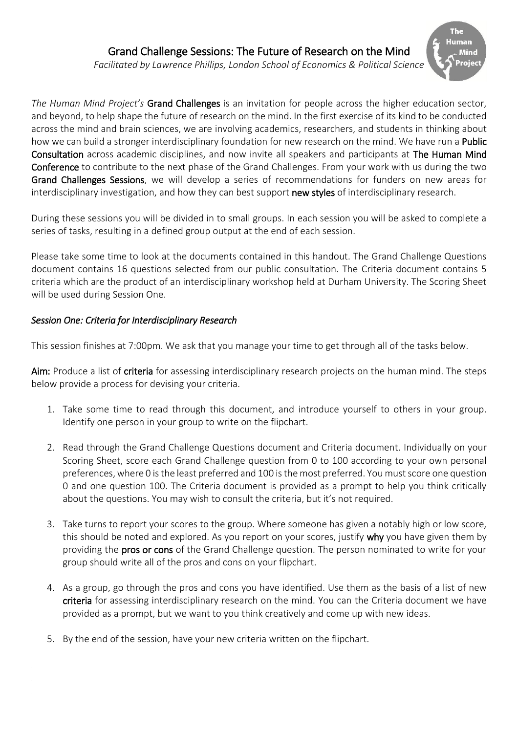# Grand Challenge Sessions: The Future of Research on the Mind

*Facilitated by Lawrence Phillips, London School of Economics & Political Science*

*The Human Mind Project's* **Grand Challenges** is an invitation for people across the higher education sector, and beyond, to help shape the future of research on the mind. In the first exercise of its kind to be conducted across the mind and brain sciences, we are involving academics, researchers, and students in thinking about how we can build a stronger interdisciplinary foundation for new research on the mind. We have run a **Public Consultation** across academic disciplines, and now invite all speakers and participants at **The Human Mind Conference** to contribute to the next phase of the Grand Challenges. From your work with us during the two **Grand Challenges Sessions**, we will develop a series of recommendations for funders on new areas for interdisciplinary investigation, and how they can best support **new styles** of interdisciplinary research.

During these sessions you will be divided in to small groups. In each session you will be asked to complete a series of tasks, resulting in a defined group output at the end of each session.

Please take some time to look at the documents contained in this handout. The Grand Challenge Questions document contains 16 questions selected from our public consultation. The Criteria document contains 5 criteria which are the product of an interdisciplinary workshop held at Durham University. The Scoring Sheet will be used during Session One.

## *Session One: Criteria for Interdisciplinary Research*

This session finishes at 7:00pm. We ask that you manage your time to get through all of the tasks below.

**Aim:** Produce a list of **criteria** for assessing interdisciplinary research projects on the human mind. The steps below provide a process for devising your criteria.

1. Take some time to read through this document, and introduce yourself to others in your group. Identify one person in your group to write on the flipchart.

2. Read through the Grand Challenge Questions document and Criteria document. Individually on your Scoring Sheet, score each Grand Challenge question from 0 to 100 according to your own personal preferences, where 0 is the least preferred and 100 is the most preferred. You must score one question 0 and one question 100. The Criteria document is provided as a prompt to help you think critically about the questions. You may wish to consult the criteria, but it's not required.

3. Take turns to report your scores to the group. Where someone has given a notably high or low score, this should be noted and explored. As you report on your scores, justify **why** you have given them by providing the **pros or cons** of the Grand Challenge question. The person nominated to write for your group should write all of the pros and cons on your flipchart.

4. As a group, go through the pros and cons you have identified. Use them as the basis of a list of new **criteria** for assessing interdisciplinary research on the mind. You can the Criteria document we have provided as a prompt, but we want to you think creatively and come up with new ideas.

5. By the end of the session, have your new criteria written on the flipchart.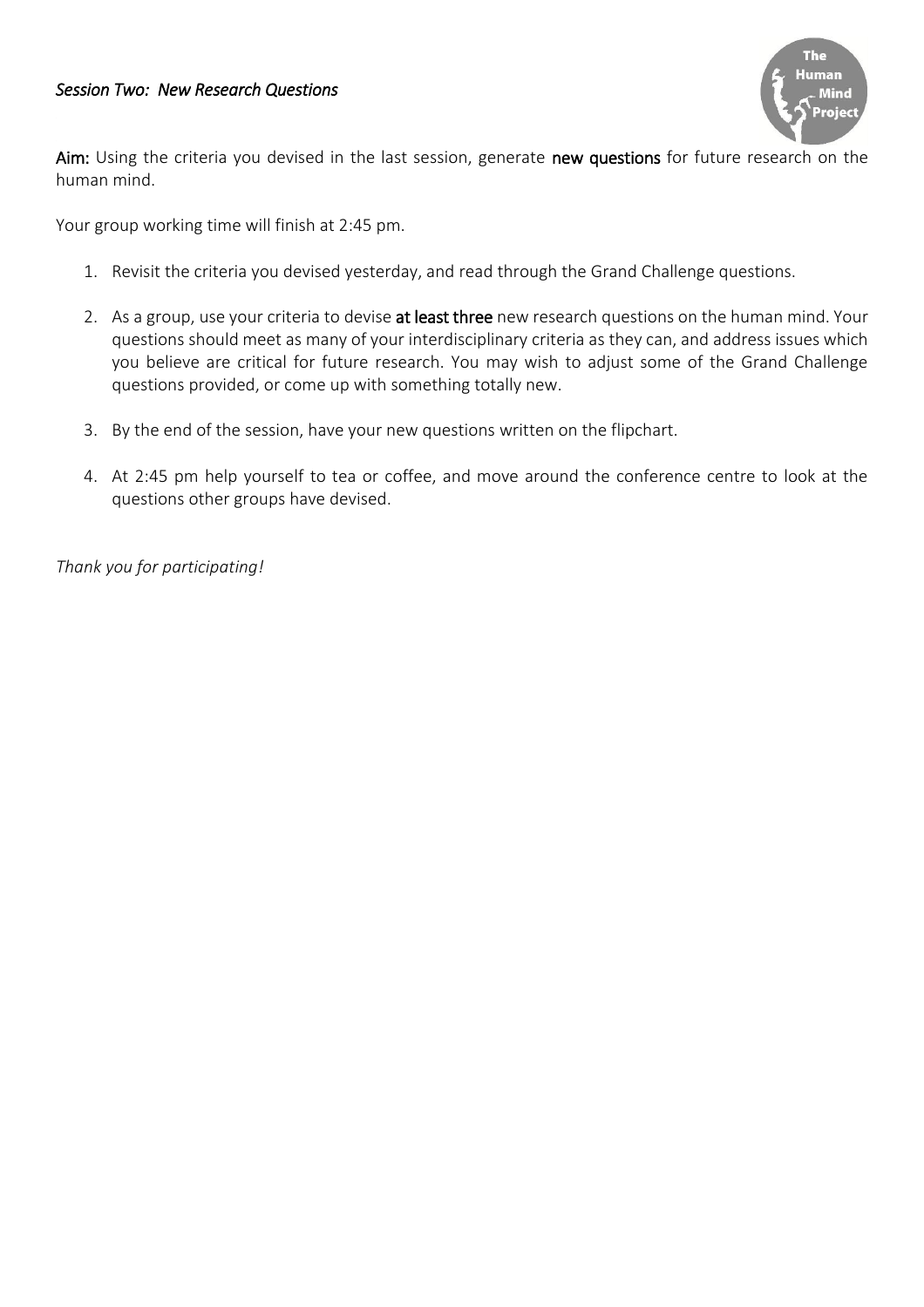*Session Two: New Research Questions*

**Aim:** Using the criteria you devised in the last session, generate **new questions** for future research on the human mind.

Your group working time will finish at 2:45 pm.

1. Revisit the criteria you devised yesterday, and read through the Grand Challenge questions.
2. As a group, use your criteria to devise **at least three** new research questions on the human mind. Your questions should meet as many of your interdisciplinary criteria as they can, and address issues which you believe are critical for future research. You may wish to adjust some of the Grand Challenge questions provided, or come up with something totally new.
3. By the end of the session, have your new questions written on the flipchart.
4. At 2:45 pm help yourself to tea or coffee, and move around the conference centre to look at the questions other groups have devised.

*Thank you for participating!*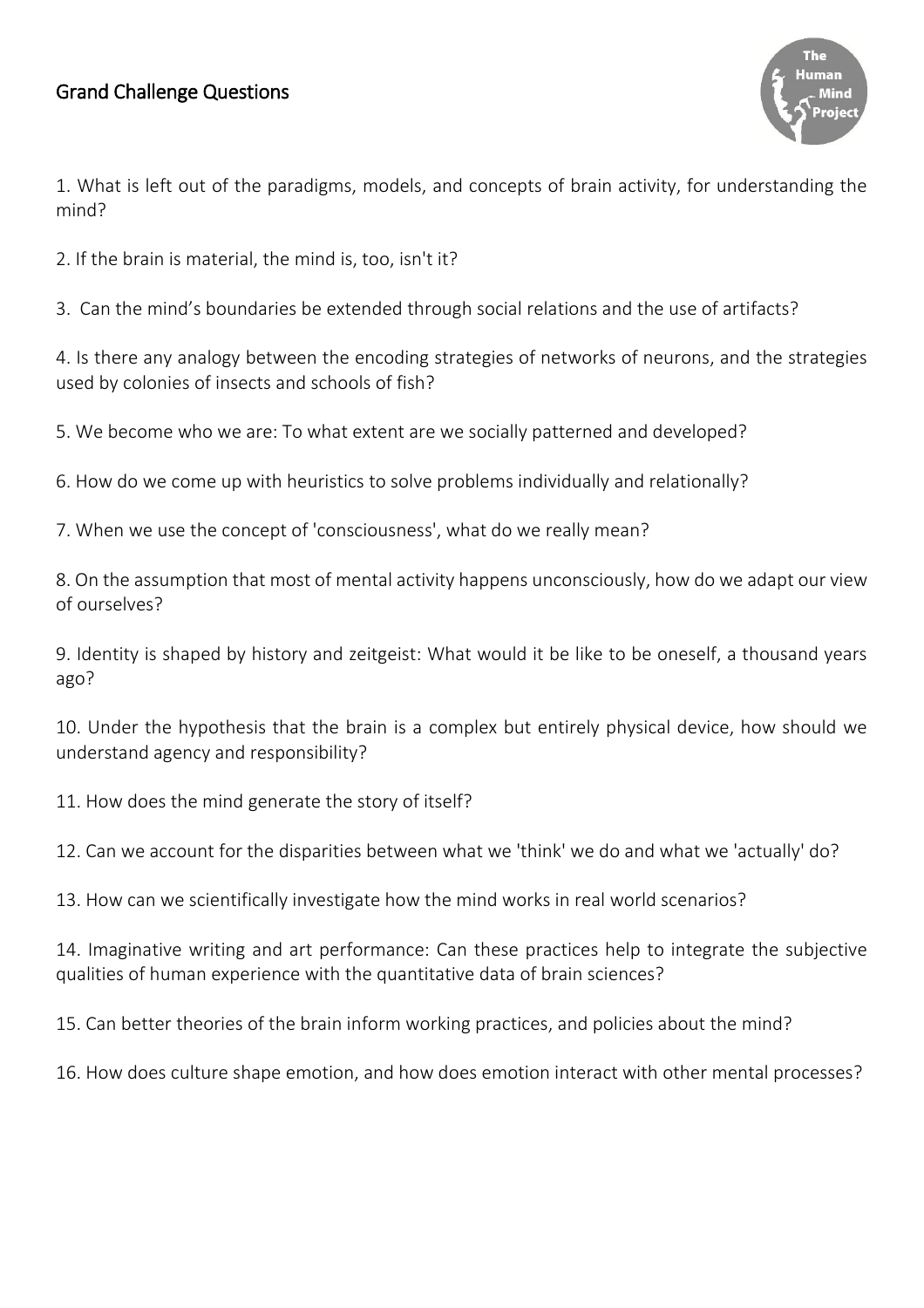## Grand Challenge Questions

1. What is left out of the paradigms, models, and concepts of brain activity, for understanding the mind?

2. If the brain is material, the mind is, too, isn't it?

3. Can the mind's boundaries be extended through social relations and the use of artifacts?

4. Is there any analogy between the encoding strategies of networks of neurons, and the strategies used by colonies of insects and schools of fish?

5. We become who we are: To what extent are we socially patterned and developed?

6. How do we come up with heuristics to solve problems individually and relationally?

7. When we use the concept of 'consciousness', what do we really mean?

8. On the assumption that most of mental activity happens unconsciously, how do we adapt our view of ourselves?

9. Identity is shaped by history and zeitgeist: What would it be like to be oneself, a thousand years ago?

10. Under the hypothesis that the brain is a complex but entirely physical device, how should we understand agency and responsibility?

11. How does the mind generate the story of itself?

12. Can we account for the disparities between what we 'think' we do and what we 'actually' do?

13. How can we scientifically investigate how the mind works in real world scenarios?

14. Imaginative writing and art performance: Can these practices help to integrate the subjective qualities of human experience with the quantitative data of brain sciences?

15. Can better theories of the brain inform working practices, and policies about the mind?

16. How does culture shape emotion, and how does emotion interact with other mental processes?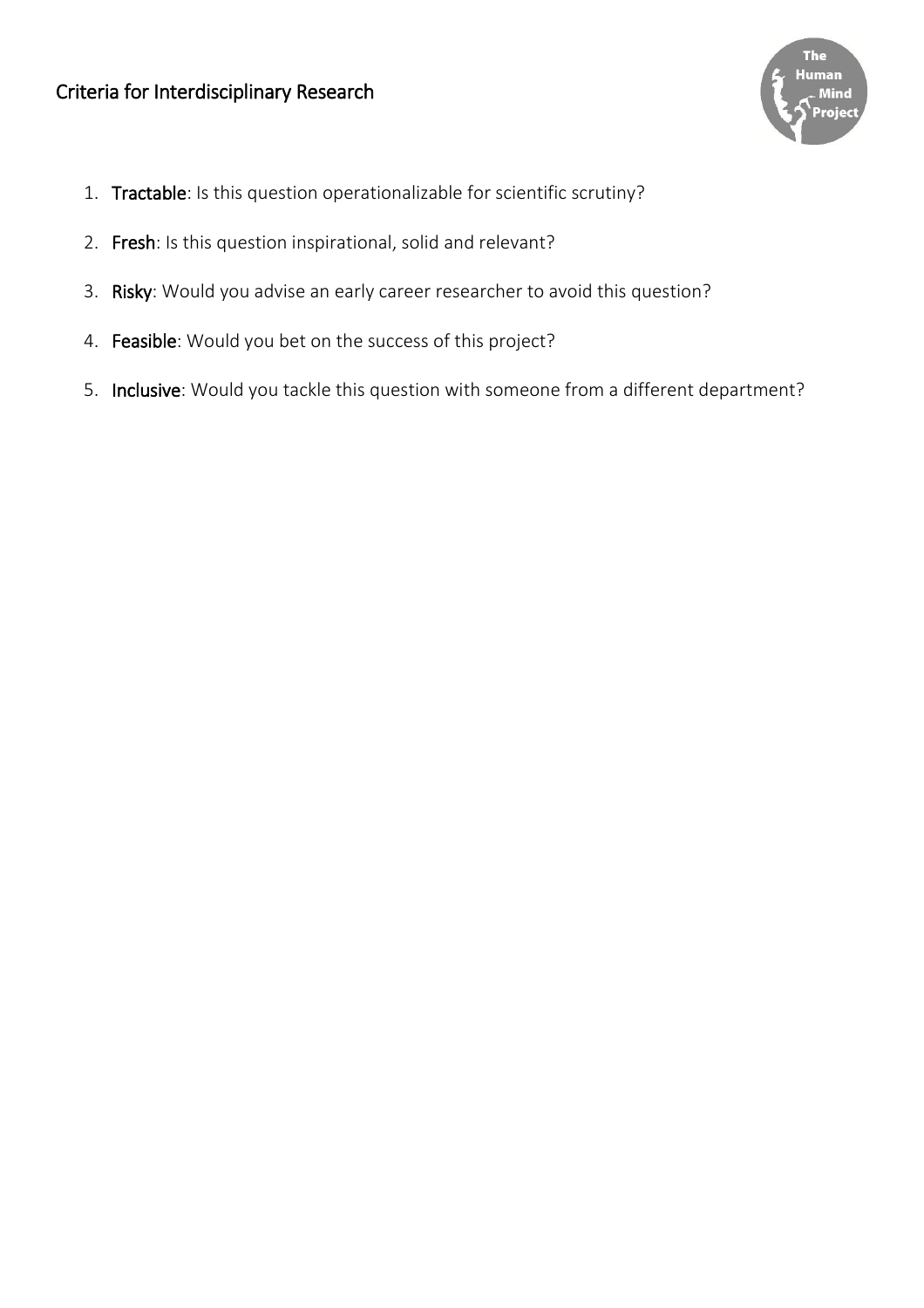# Criteria for Interdisciplinary Research

1. **Tractable**: Is this question operationalizable for scientific scrutiny?
2. **Fresh**: Is this question inspirational, solid and relevant?
3. **Risky**: Would you advise an early career researcher to avoid this question?
4. **Feasible**: Would you bet on the success of this project?
5. **Inclusive**: Would you tackle this question with someone from a different department?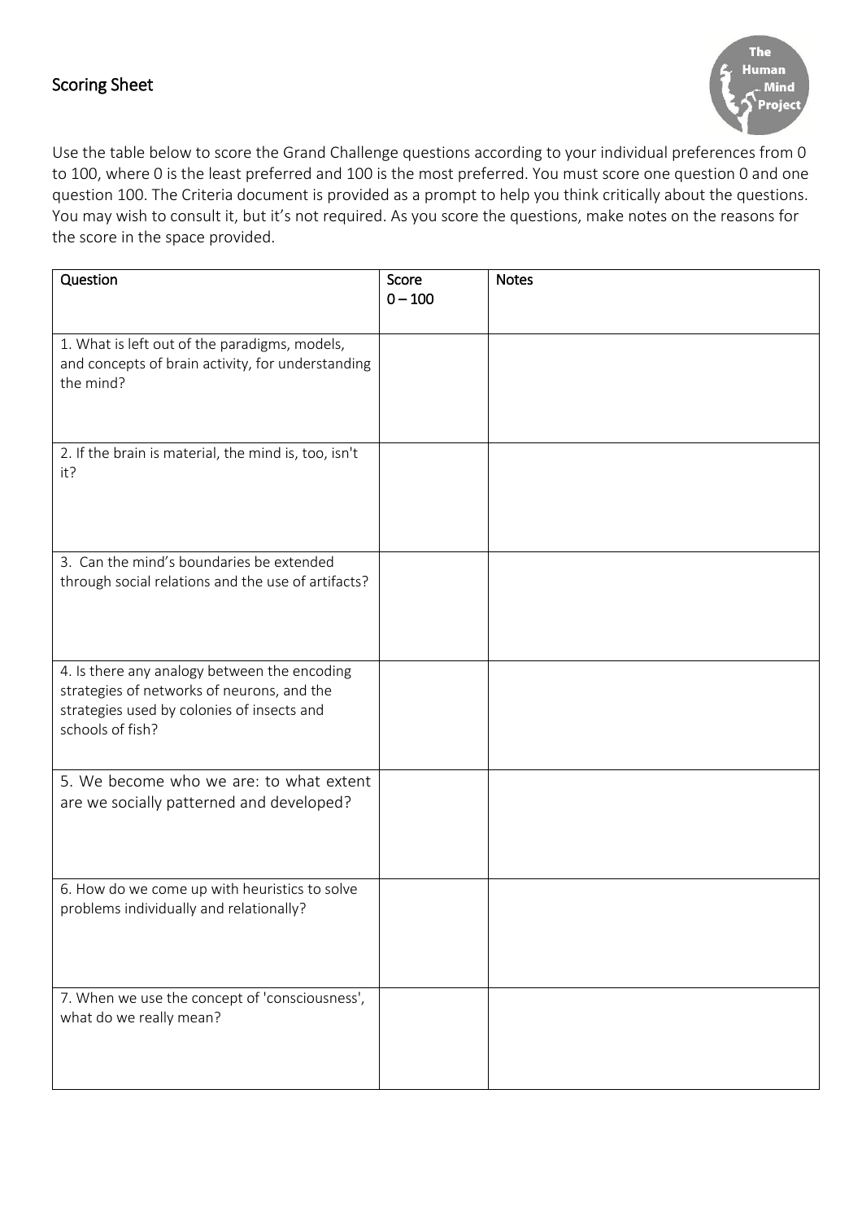## Scoring Sheet

Use the table below to score the Grand Challenge questions according to your individual preferences from 0 to 100, where 0 is the least preferred and 100 is the most preferred. You must score one question 0 and one question 100. The Criteria document is provided as a prompt to help you think critically about the questions. You may wish to consult it, but it's not required. As you score the questions, make notes on the reasons for the score in the space provided.

| Question | Score 0 – 100 | Notes |
|---|---|---|
| 1. What is left out of the paradigms, models, and concepts of brain activity, for understanding the mind? | | |
| 2. If the brain is material, the mind is, too, isn't it? | | |
| 3. Can the mind's boundaries be extended through social relations and the use of artifacts? | | |
| 4. Is there any analogy between the encoding strategies of networks of neurons, and the strategies used by colonies of insects and schools of fish? | | |
| 5. We become who we are: to what extent are we socially patterned and developed? | | |
| 6. How do we come up with heuristics to solve problems individually and relationally? | | |
| 7. When we use the concept of 'consciousness', what do we really mean? | | |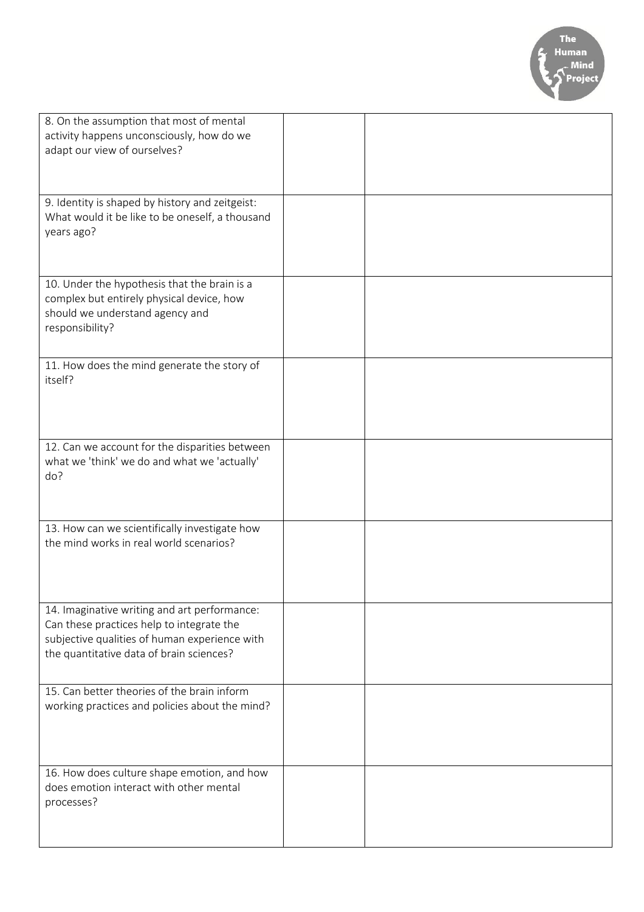| | | |
|---|---|---|
| 8. On the assumption that most of mental activity happens unconsciously, how do we adapt our view of ourselves? | | |
| 9. Identity is shaped by history and zeitgeist: What would it be like to be oneself, a thousand years ago? | | |
| 10. Under the hypothesis that the brain is a complex but entirely physical device, how should we understand agency and responsibility? | | |
| 11. How does the mind generate the story of itself? | | |
| 12. Can we account for the disparities between what we 'think' we do and what we 'actually' do? | | |
| 13. How can we scientifically investigate how the mind works in real world scenarios? | | |
| 14. Imaginative writing and art performance: Can these practices help to integrate the subjective qualities of human experience with the quantitative data of brain sciences? | | |
| 15. Can better theories of the brain inform working practices and policies about the mind? | | |
| 16. How does culture shape emotion, and how does emotion interact with other mental processes? | | |